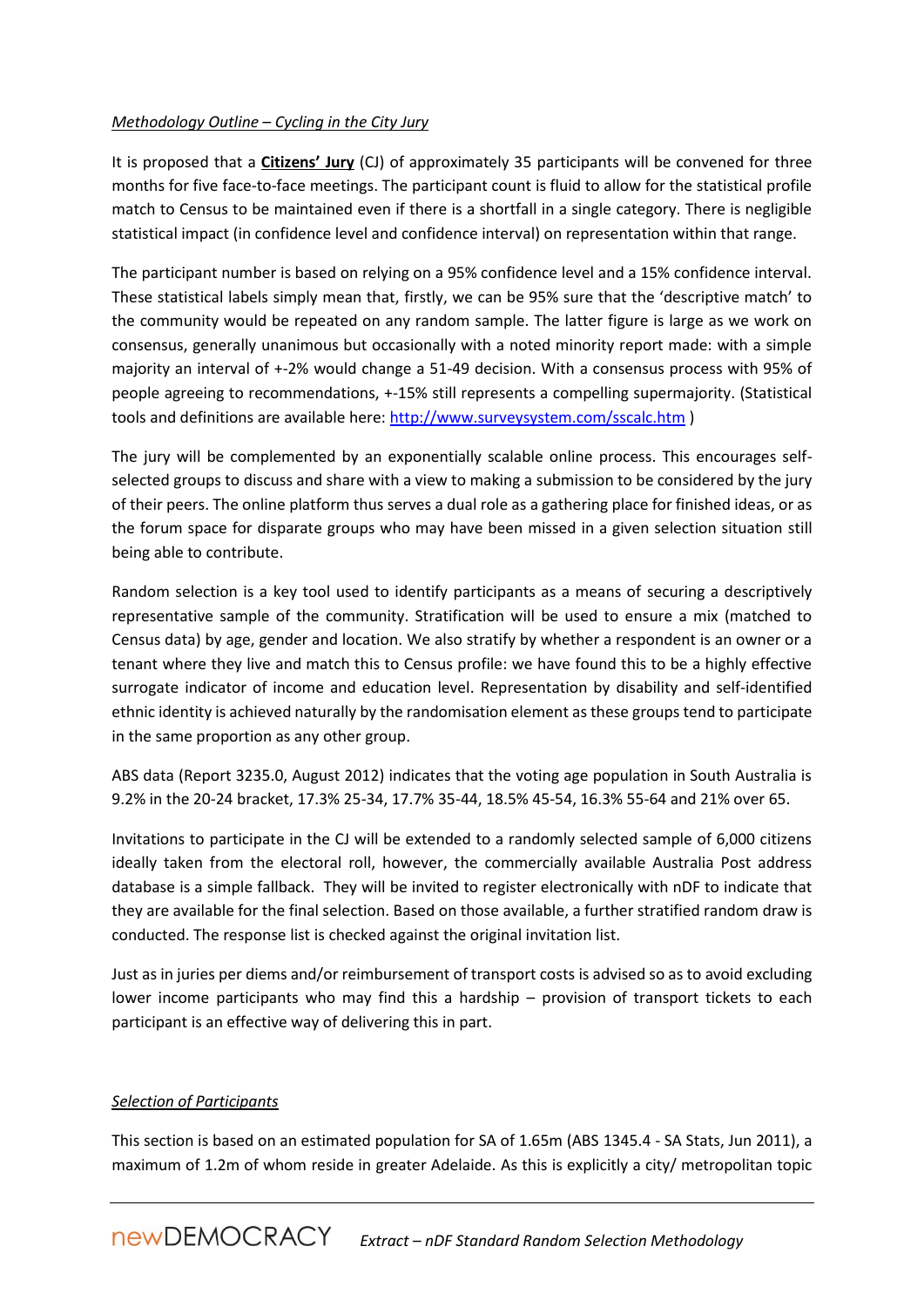*Methodology Outline – Cycling in the City Jury*

It is proposed that a **Citizens' Jury** (CJ) of approximately 35 participants will be convened for three months for five face-to-face meetings. The participant count is fluid to allow for the statistical profile match to Census to be maintained even if there is a shortfall in a single category. There is negligible statistical impact (in confidence level and confidence interval) on representation within that range.

The participant number is based on relying on a 95% confidence level and a 15% confidence interval. These statistical labels simply mean that, firstly, we can be 95% sure that the 'descriptive match' to the community would be repeated on any random sample. The latter figure is large as we work on consensus, generally unanimous but occasionally with a noted minority report made: with a simple majority an interval of +-2% would change a 51-49 decision. With a consensus process with 95% of people agreeing to recommendations, +-15% still represents a compelling supermajority. (Statistical tools and definitions are available here: http://www.surveysystem.com/sscalc.htm )

The jury will be complemented by an exponentially scalable online process. This encourages self-selected groups to discuss and share with a view to making a submission to be considered by the jury of their peers. The online platform thus serves a dual role as a gathering place for finished ideas, or as the forum space for disparate groups who may have been missed in a given selection situation still being able to contribute.

Random selection is a key tool used to identify participants as a means of securing a descriptively representative sample of the community. Stratification will be used to ensure a mix (matched to Census data) by age, gender and location. We also stratify by whether a respondent is an owner or a tenant where they live and match this to Census profile: we have found this to be a highly effective surrogate indicator of income and education level. Representation by disability and self-identified ethnic identity is achieved naturally by the randomisation element as these groups tend to participate in the same proportion as any other group.

ABS data (Report 3235.0, August 2012) indicates that the voting age population in South Australia is 9.2% in the 20-24 bracket, 17.3% 25-34, 17.7% 35-44, 18.5% 45-54, 16.3% 55-64 and 21% over 65.

Invitations to participate in the CJ will be extended to a randomly selected sample of 6,000 citizens ideally taken from the electoral roll, however, the commercially available Australia Post address database is a simple fallback. They will be invited to register electronically with nDF to indicate that they are available for the final selection. Based on those available, a further stratified random draw is conducted. The response list is checked against the original invitation list.

Just as in juries per diems and/or reimbursement of transport costs is advised so as to avoid excluding lower income participants who may find this a hardship – provision of transport tickets to each participant is an effective way of delivering this in part.

*Selection of Participants*

This section is based on an estimated population for SA of 1.65m (ABS 1345.4 - SA Stats, Jun 2011), a maximum of 1.2m of whom reside in greater Adelaide. As this is explicitly a city/ metropolitan topic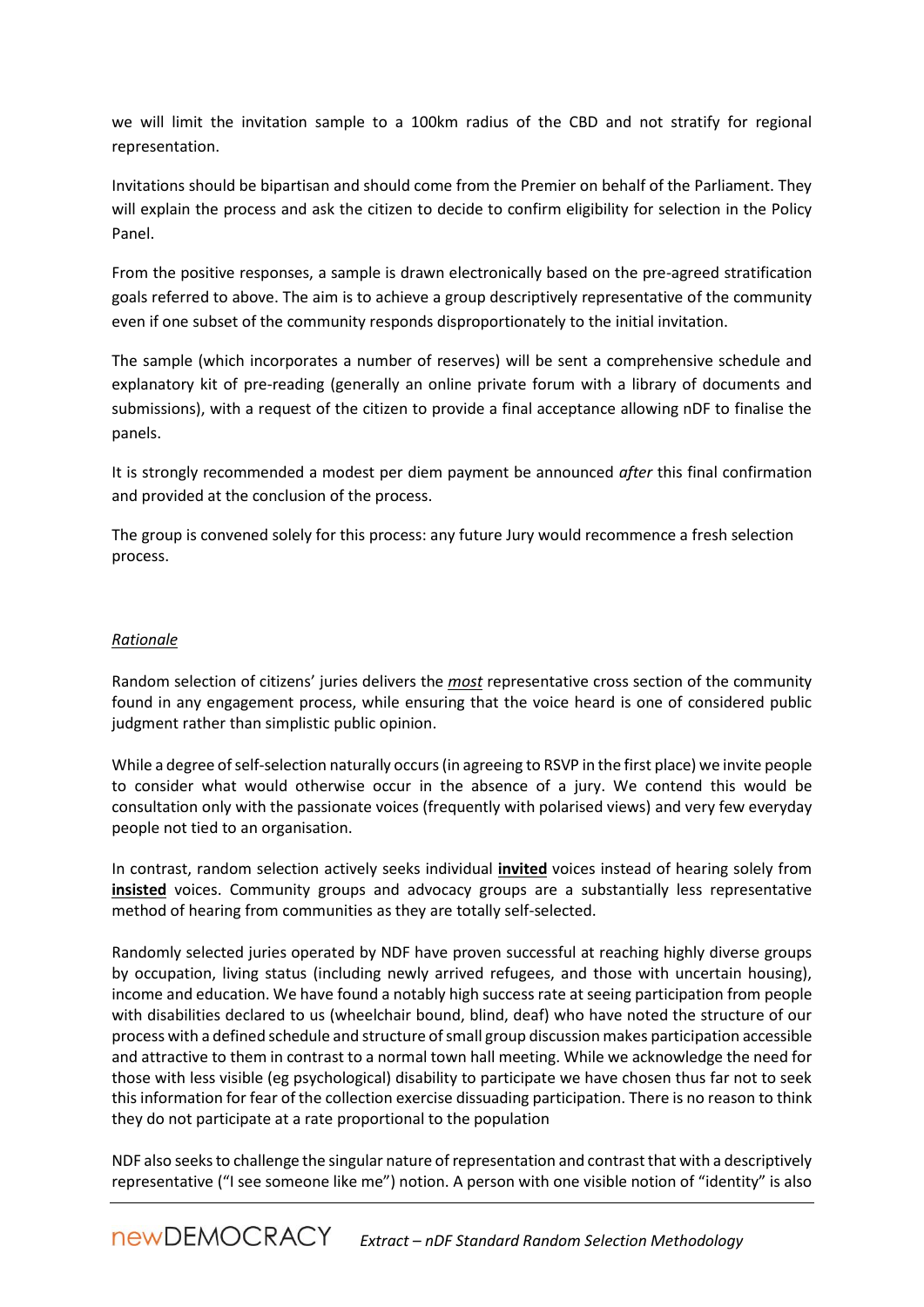we will limit the invitation sample to a 100km radius of the CBD and not stratify for regional representation.

Invitations should be bipartisan and should come from the Premier on behalf of the Parliament. They will explain the process and ask the citizen to decide to confirm eligibility for selection in the Policy Panel.

From the positive responses, a sample is drawn electronically based on the pre-agreed stratification goals referred to above. The aim is to achieve a group descriptively representative of the community even if one subset of the community responds disproportionately to the initial invitation.

The sample (which incorporates a number of reserves) will be sent a comprehensive schedule and explanatory kit of pre-reading (generally an online private forum with a library of documents and submissions), with a request of the citizen to provide a final acceptance allowing nDF to finalise the panels.

It is strongly recommended a modest per diem payment be announced *after* this final confirmation and provided at the conclusion of the process.

The group is convened solely for this process: any future Jury would recommence a fresh selection process.

*Rationale*

Random selection of citizens' juries delivers the ***most*** representative cross section of the community found in any engagement process, while ensuring that the voice heard is one of considered public judgment rather than simplistic public opinion.

While a degree of self-selection naturally occurs (in agreeing to RSVP in the first place) we invite people to consider what would otherwise occur in the absence of a jury. We contend this would be consultation only with the passionate voices (frequently with polarised views) and very few everyday people not tied to an organisation.

In contrast, random selection actively seeks individual **invited** voices instead of hearing solely from **insisted** voices. Community groups and advocacy groups are a substantially less representative method of hearing from communities as they are totally self-selected.

Randomly selected juries operated by NDF have proven successful at reaching highly diverse groups by occupation, living status (including newly arrived refugees, and those with uncertain housing), income and education. We have found a notably high success rate at seeing participation from people with disabilities declared to us (wheelchair bound, blind, deaf) who have noted the structure of our process with a defined schedule and structure of small group discussion makes participation accessible and attractive to them in contrast to a normal town hall meeting. While we acknowledge the need for those with less visible (eg psychological) disability to participate we have chosen thus far not to seek this information for fear of the collection exercise dissuading participation. There is no reason to think they do not participate at a rate proportional to the population

NDF also seeks to challenge the singular nature of representation and contrast that with a descriptively representative ("I see someone like me") notion. A person with one visible notion of "identity" is also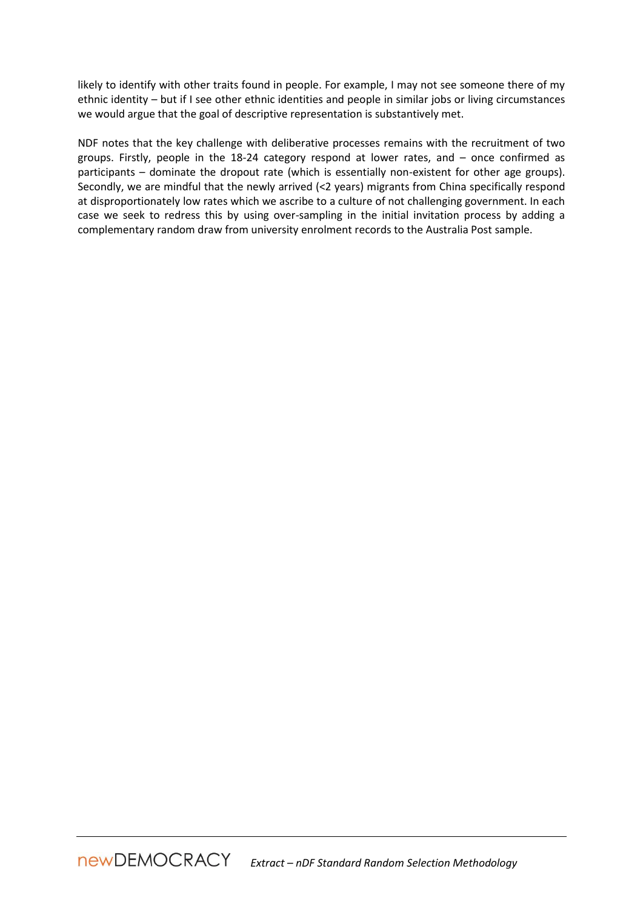likely to identify with other traits found in people. For example, I may not see someone there of my ethnic identity – but if I see other ethnic identities and people in similar jobs or living circumstances we would argue that the goal of descriptive representation is substantively met.

NDF notes that the key challenge with deliberative processes remains with the recruitment of two groups. Firstly, people in the 18-24 category respond at lower rates, and – once confirmed as participants – dominate the dropout rate (which is essentially non-existent for other age groups). Secondly, we are mindful that the newly arrived (<2 years) migrants from China specifically respond at disproportionately low rates which we ascribe to a culture of not challenging government. In each case we seek to redress this by using over-sampling in the initial invitation process by adding a complementary random draw from university enrolment records to the Australia Post sample.